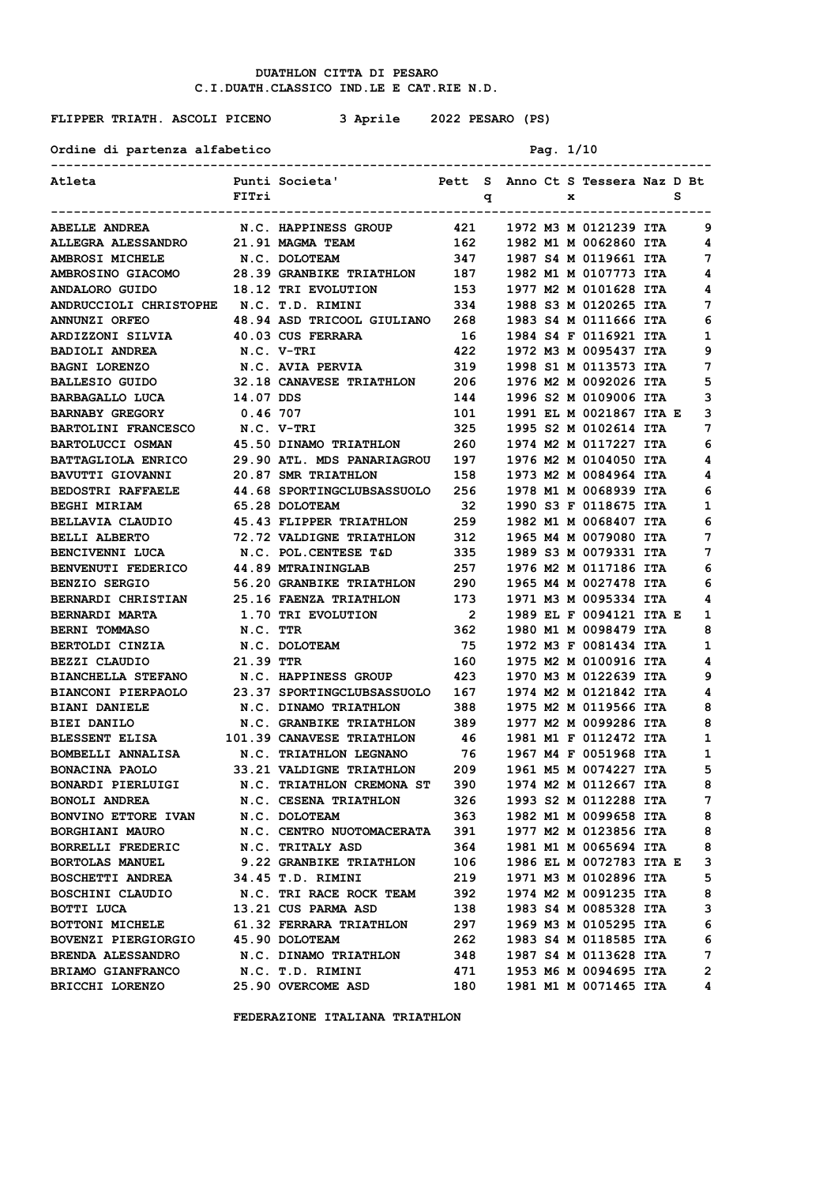DUATHLON CITTA DI PESARO
C.I.DUATH.CLASSICO IND.LE E CAT.RIE N.D.

FLIPPER TRIATH. ASCOLI PICENO 3 Aprile 2022 PESARO (PS)

Ordine di partenza alfabetico

| Atleta | Punti FITri | Societa' | Pett | Sq | Anno | Ct | Sx | Tessera | Naz | D S | Bt |
|---|---|---|---|---|---|---|---|---|---|---|---|
| ABELLE ANDREA | N.C. | HAPPINESS GROUP | 421 | | 1972 | M3 | M | 0121239 | ITA | | 9 |
| ALLEGRA ALESSANDRO | 21.91 | MAGMA TEAM | 162 | | 1982 | M1 | M | 0062860 | ITA | | 4 |
| AMBROSI MICHELE | N.C. | DOLOTEAM | 347 | | 1987 | S4 | M | 0119661 | ITA | | 7 |
| AMBROSINO GIACOMO | 28.39 | GRANBIKE TRIATHLON | 187 | | 1982 | M1 | M | 0107773 | ITA | | 4 |
| ANDALORO GUIDO | 18.12 | TRI EVOLUTION | 153 | | 1977 | M2 | M | 0101628 | ITA | | 4 |
| ANDRUCCIOLI CHRISTOPHE | N.C. | T.D. RIMINI | 334 | | 1988 | S3 | M | 0120265 | ITA | | 7 |
| ANNUNZI ORFEO | 48.94 | ASD TRICOOL GIULIANO | 268 | | 1983 | S4 | M | 0111666 | ITA | | 6 |
| ARDIZZONI SILVIA | 40.03 | CUS FERRARA | 16 | | 1984 | S4 | F | 0116921 | ITA | | 1 |
| BADIOLI ANDREA | N.C. | V-TRI | 422 | | 1972 | M3 | M | 0095437 | ITA | | 9 |
| BAGNI LORENZO | N.C. | AVIA PERVIA | 319 | | 1998 | S1 | M | 0113573 | ITA | | 7 |
| BALLESIO GUIDO | 32.18 | CANAVESE TRIATHLON | 206 | | 1976 | M2 | M | 0092026 | ITA | | 5 |
| BARBAGALLO LUCA | 14.07 | DDS | 144 | | 1996 | S2 | M | 0109006 | ITA | | 3 |
| BARNABY GREGORY | 0.46 | 707 | 101 | | 1991 | EL | M | 0021867 | ITA | E | 3 |
| BARTOLINI FRANCESCO | N.C. | V-TRI | 325 | | 1995 | S2 | M | 0102614 | ITA | | 7 |
| BARTOLUCCI OSMAN | 45.50 | DINAMO TRIATHLON | 260 | | 1974 | M2 | M | 0117227 | ITA | | 6 |
| BATTAGLIOLA ENRICO | 29.90 | ATL. MDS PANARIAGROU | 197 | | 1976 | M2 | M | 0104050 | ITA | | 4 |
| BAVUTTI GIOVANNI | 20.87 | SMR TRIATHLON | 158 | | 1973 | M2 | M | 0084964 | ITA | | 4 |
| BEDOSTRI RAFFAELE | 44.68 | SPORTINGCLUBSASSUOLO | 256 | | 1978 | M1 | M | 0068939 | ITA | | 6 |
| BEGHI MIRIAM | 65.28 | DOLOTEAM | 32 | | 1990 | S3 | F | 0118675 | ITA | | 1 |
| BELLAVIA CLAUDIO | 45.43 | FLIPPER TRIATHLON | 259 | | 1982 | M1 | M | 0068407 | ITA | | 6 |
| BELLI ALBERTO | 72.72 | VALDIGNE TRIATHLON | 312 | | 1965 | M4 | M | 0079080 | ITA | | 7 |
| BENCIVENNI LUCA | N.C. | POL.CENTESE T&D | 335 | | 1989 | S3 | M | 0079331 | ITA | | 7 |
| BENVENUTI FEDERICO | 44.89 | MTRAININGLAB | 257 | | 1976 | M2 | M | 0117186 | ITA | | 6 |
| BENZIO SERGIO | 56.20 | GRANBIKE TRIATHLON | 290 | | 1965 | M4 | M | 0027478 | ITA | | 6 |
| BERNARDI CHRISTIAN | 25.16 | FAENZA TRIATHLON | 173 | | 1971 | M3 | M | 0095334 | ITA | | 4 |
| BERNARDI MARTA | 1.70 | TRI EVOLUTION | 2 | | 1989 | EL | F | 0094121 | ITA | E | 1 |
| BERNI TOMMASO | N.C. | TTR | 362 | | 1980 | M1 | M | 0098479 | ITA | | 8 |
| BERTOLDI CINZIA | N.C. | DOLOTEAM | 75 | | 1972 | M3 | F | 0081434 | ITA | | 1 |
| BEZZI CLAUDIO | 21.39 | TTR | 160 | | 1975 | M2 | M | 0100916 | ITA | | 4 |
| BIANCHELLA STEFANO | N.C. | HAPPINESS GROUP | 423 | | 1970 | M3 | M | 0122639 | ITA | | 9 |
| BIANCONI PIERPAOLO | 23.37 | SPORTINGCLUBSASSUOLO | 167 | | 1974 | M2 | M | 0121842 | ITA | | 4 |
| BIANI DANIELE | N.C. | DINAMO TRIATHLON | 388 | | 1975 | M2 | M | 0119566 | ITA | | 8 |
| BIEI DANILO | N.C. | GRANBIKE TRIATHLON | 389 | | 1977 | M2 | M | 0099286 | ITA | | 8 |
| BLESSENT ELISA | 101.39 | CANAVESE TRIATHLON | 46 | | 1981 | M1 | F | 0112472 | ITA | | 1 |
| BOMBELLI ANNALISA | N.C. | TRIATHLON LEGNANO | 76 | | 1967 | M4 | F | 0051968 | ITA | | 1 |
| BONACINA PAOLO | 33.21 | VALDIGNE TRIATHLON | 209 | | 1961 | M5 | M | 0074227 | ITA | | 5 |
| BONARDI PIERLUIGI | N.C. | TRIATHLON CREMONA ST | 390 | | 1974 | M2 | M | 0112667 | ITA | | 8 |
| BONOLI ANDREA | N.C. | CESENA TRIATHLON | 326 | | 1993 | S2 | M | 0112288 | ITA | | 7 |
| BONVINO ETTORE IVAN | N.C. | DOLOTEAM | 363 | | 1982 | M1 | M | 0099658 | ITA | | 8 |
| BORGHIANI MAURO | N.C. | CENTRO NUOTOMACERATA | 391 | | 1977 | M2 | M | 0123856 | ITA | | 8 |
| BORRELLI FREDERIC | N.C. | TRITALY ASD | 364 | | 1981 | M1 | M | 0065694 | ITA | | 8 |
| BORTOLAS MANUEL | 9.22 | GRANBIKE TRIATHLON | 106 | | 1986 | EL | M | 0072783 | ITA | E | 3 |
| BOSCHETTI ANDREA | 34.45 | T.D. RIMINI | 219 | | 1971 | M3 | M | 0102896 | ITA | | 5 |
| BOSCHINI CLAUDIO | N.C. | TRI RACE ROCK TEAM | 392 | | 1974 | M2 | M | 0091235 | ITA | | 8 |
| BOTTI LUCA | 13.21 | CUS PARMA ASD | 138 | | 1983 | S4 | M | 0085328 | ITA | | 3 |
| BOTTONI MICHELE | 61.32 | FERRARA TRIATHLON | 297 | | 1969 | M3 | M | 0105295 | ITA | | 6 |
| BOVENZI PIERGIORGIO | 45.90 | DOLOTEAM | 262 | | 1983 | S4 | M | 0118585 | ITA | | 6 |
| BRENDA ALESSANDRO | N.C. | DINAMO TRIATHLON | 348 | | 1987 | S4 | M | 0113628 | ITA | | 7 |
| BRIAMO GIANFRANCO | N.C. | T.D. RIMINI | 471 | | 1953 | M6 | M | 0094695 | ITA | | 2 |
| BRICCHI LORENZO | 25.90 | OVERCOME ASD | 180 | | 1981 | M1 | M | 0071465 | ITA | | 4 |

FEDERAZIONE ITALIANA TRIATHLON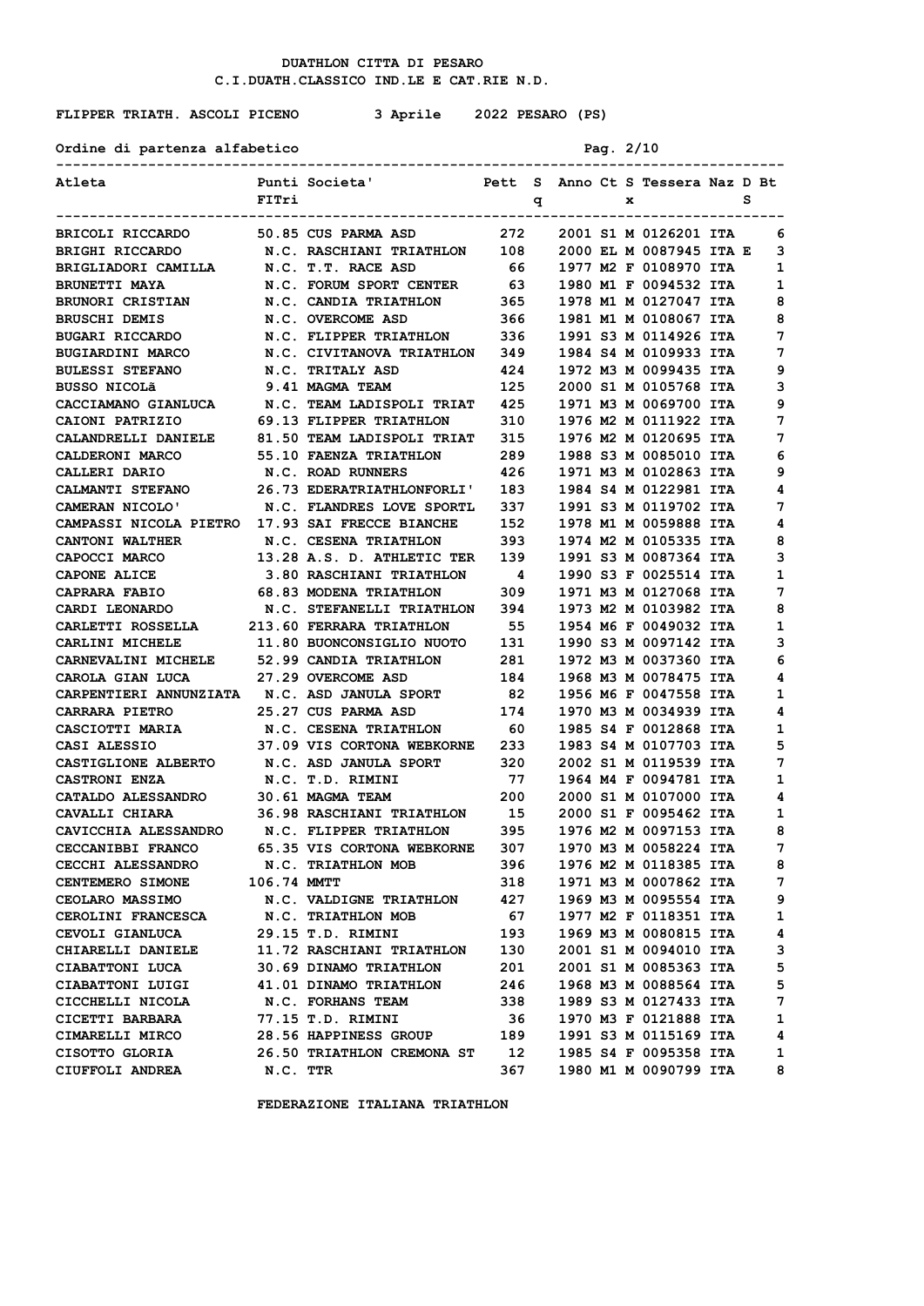DUATHLON CITTA DI PESARO

C.I.DUATH.CLASSICO IND.LE E CAT.RIE N.D.

FLIPPER TRIATH. ASCOLI PICENO 3 Aprile 2022 PESARO (PS)

Ordine di partenza alfabetico

| Atleta | Punti FITri | Societa' | Pett | Sq | Anno | Ct | Sx | Tessera | Naz | D | Bts |
|---|---|---|---|---|---|---|---|---|---|---|---|
| BRICOLI RICCARDO | 50.85 | CUS PARMA ASD | 272 | | 2001 | S1 | M | 0126201 | ITA | | 6 |
| BRIGHI RICCARDO | N.C. | RASCHIANI TRIATHLON | 108 | | 2000 | EL | M | 0087945 | ITA | E | 3 |
| BRIGLIADORI CAMILLA | N.C. | T.T. RACE ASD | 66 | | 1977 | M2 | F | 0108970 | ITA | | 1 |
| BRUNETTI MAYA | N.C. | FORUM SPORT CENTER | 63 | | 1980 | M1 | F | 0094532 | ITA | | 1 |
| BRUNORI CRISTIAN | N.C. | CANDIA TRIATHLON | 365 | | 1978 | M1 | M | 0127047 | ITA | | 8 |
| BRUSCHI DEMIS | N.C. | OVERCOME ASD | 366 | | 1981 | M1 | M | 0108067 | ITA | | 8 |
| BUGARI RICCARDO | N.C. | FLIPPER TRIATHLON | 336 | | 1991 | S3 | M | 0114926 | ITA | | 7 |
| BUGIARDINI MARCO | N.C. | CIVITANOVA TRIATHLON | 349 | | 1984 | S4 | M | 0109933 | ITA | | 7 |
| BULESSI STEFANO | N.C. | TRITALY ASD | 424 | | 1972 | M3 | M | 0099435 | ITA | | 9 |
| BUSSO NICOLã | 9.41 | MAGMA TEAM | 125 | | 2000 | S1 | M | 0105768 | ITA | | 3 |
| CACCIAMANO GIANLUCA | N.C. | TEAM LADISPOLI TRIAT | 425 | | 1971 | M3 | M | 0069700 | ITA | | 9 |
| CAIONI PATRIZIO | 69.13 | FLIPPER TRIATHLON | 310 | | 1976 | M2 | M | 0111922 | ITA | | 7 |
| CALANDRELLI DANIELE | 81.50 | TEAM LADISPOLI TRIAT | 315 | | 1976 | M2 | M | 0120695 | ITA | | 7 |
| CALDERONI MARCO | 55.10 | FAENZA TRIATHLON | 289 | | 1988 | S3 | M | 0085010 | ITA | | 6 |
| CALLERI DARIO | N.C. | ROAD RUNNERS | 426 | | 1971 | M3 | M | 0102863 | ITA | | 9 |
| CALMANTI STEFANO | 26.73 | EDERATRIATHLONFORLI' | 183 | | 1984 | S4 | M | 0122981 | ITA | | 4 |
| CAMERAN NICOLO' | N.C. | FLANDRES LOVE SPORTL | 337 | | 1991 | S3 | M | 0119702 | ITA | | 7 |
| CAMPASSI NICOLA PIETRO | 17.93 | SAI FRECCE BIANCHE | 152 | | 1978 | M1 | M | 0059888 | ITA | | 4 |
| CANTONI WALTHER | N.C. | CESENA TRIATHLON | 393 | | 1974 | M2 | M | 0105335 | ITA | | 8 |
| CAPOCCI MARCO | 13.28 | A.S. D. ATHLETIC TER | 139 | | 1991 | S3 | M | 0087364 | ITA | | 3 |
| CAPONE ALICE | 3.80 | RASCHIANI TRIATHLON | 4 | | 1990 | S3 | F | 0025514 | ITA | | 1 |
| CAPRARA FABIO | 68.83 | MODENA TRIATHLON | 309 | | 1971 | M3 | M | 0127068 | ITA | | 7 |
| CARDI LEONARDO | N.C. | STEFANELLI TRIATHLON | 394 | | 1973 | M2 | M | 0103982 | ITA | | 8 |
| CARLETTI ROSSELLA | 213.60 | FERRARA TRIATHLON | 55 | | 1954 | M6 | F | 0049032 | ITA | | 1 |
| CARLINI MICHELE | 11.80 | BUONCONSIGLIO NUOTO | 131 | | 1990 | S3 | M | 0097142 | ITA | | 3 |
| CARNEVALINI MICHELE | 52.99 | CANDIA TRIATHLON | 281 | | 1972 | M3 | M | 0037360 | ITA | | 6 |
| CAROLA GIAN LUCA | 27.29 | OVERCOME ASD | 184 | | 1968 | M3 | M | 0078475 | ITA | | 4 |
| CARPENTIERI ANNUNZIATA | N.C. | ASD JANULA SPORT | 82 | | 1956 | M6 | F | 0047558 | ITA | | 1 |
| CARRARA PIETRO | 25.27 | CUS PARMA ASD | 174 | | 1970 | M3 | M | 0034939 | ITA | | 4 |
| CASCIOTTI MARIA | N.C. | CESENA TRIATHLON | 60 | | 1985 | S4 | F | 0012868 | ITA | | 1 |
| CASI ALESSIO | 37.09 | VIS CORTONA WEBKORNE | 233 | | 1983 | S4 | M | 0107703 | ITA | | 5 |
| CASTIGLIONE ALBERTO | N.C. | ASD JANULA SPORT | 320 | | 2002 | S1 | M | 0119539 | ITA | | 7 |
| CASTRONI ENZA | N.C. | T.D. RIMINI | 77 | | 1964 | M4 | F | 0094781 | ITA | | 1 |
| CATALDO ALESSANDRO | 30.61 | MAGMA TEAM | 200 | | 2000 | S1 | M | 0107000 | ITA | | 4 |
| CAVALLI CHIARA | 36.98 | RASCHIANI TRIATHLON | 15 | | 2000 | S1 | F | 0095462 | ITA | | 1 |
| CAVICCHIA ALESSANDRO | N.C. | FLIPPER TRIATHLON | 395 | | 1976 | M2 | M | 0097153 | ITA | | 8 |
| CECCANIBBI FRANCO | 65.35 | VIS CORTONA WEBKORNE | 307 | | 1970 | M3 | M | 0058224 | ITA | | 7 |
| CECCHI ALESSANDRO | N.C. | TRIATHLON MOB | 396 | | 1976 | M2 | M | 0118385 | ITA | | 8 |
| CENTEMERO SIMONE | 106.74 | MMTT | 318 | | 1971 | M3 | M | 0007862 | ITA | | 7 |
| CEOLARO MASSIMO | N.C. | VALDIGNE TRIATHLON | 427 | | 1969 | M3 | M | 0095554 | ITA | | 9 |
| CEROLINI FRANCESCA | N.C. | TRIATHLON MOB | 67 | | 1977 | M2 | F | 0118351 | ITA | | 1 |
| CEVOLI GIANLUCA | 29.15 | T.D. RIMINI | 193 | | 1969 | M3 | M | 0080815 | ITA | | 4 |
| CHIARELLI DANIELE | 11.72 | RASCHIANI TRIATHLON | 130 | | 2001 | S1 | M | 0094010 | ITA | | 3 |
| CIABATTONI LUCA | 30.69 | DINAMO TRIATHLON | 201 | | 2001 | S1 | M | 0085363 | ITA | | 5 |
| CIABATTONI LUIGI | 41.01 | DINAMO TRIATHLON | 246 | | 1968 | M3 | M | 0088564 | ITA | | 5 |
| CICCHELLI NICOLA | N.C. | FORHANS TEAM | 338 | | 1989 | S3 | M | 0127433 | ITA | | 7 |
| CICETTI BARBARA | 77.15 | T.D. RIMINI | 36 | | 1970 | M3 | F | 0121888 | ITA | | 1 |
| CIMARELLI MIRCO | 28.56 | HAPPINESS GROUP | 189 | | 1991 | S3 | M | 0115169 | ITA | | 4 |
| CISOTTO GLORIA | 26.50 | TRIATHLON CREMONA ST | 12 | | 1985 | S4 | F | 0095358 | ITA | | 1 |
| CIUFFOLI ANDREA | N.C. | TTR | 367 | | 1980 | M1 | M | 0090799 | ITA | | 8 |

FEDERAZIONE ITALIANA TRIATHLON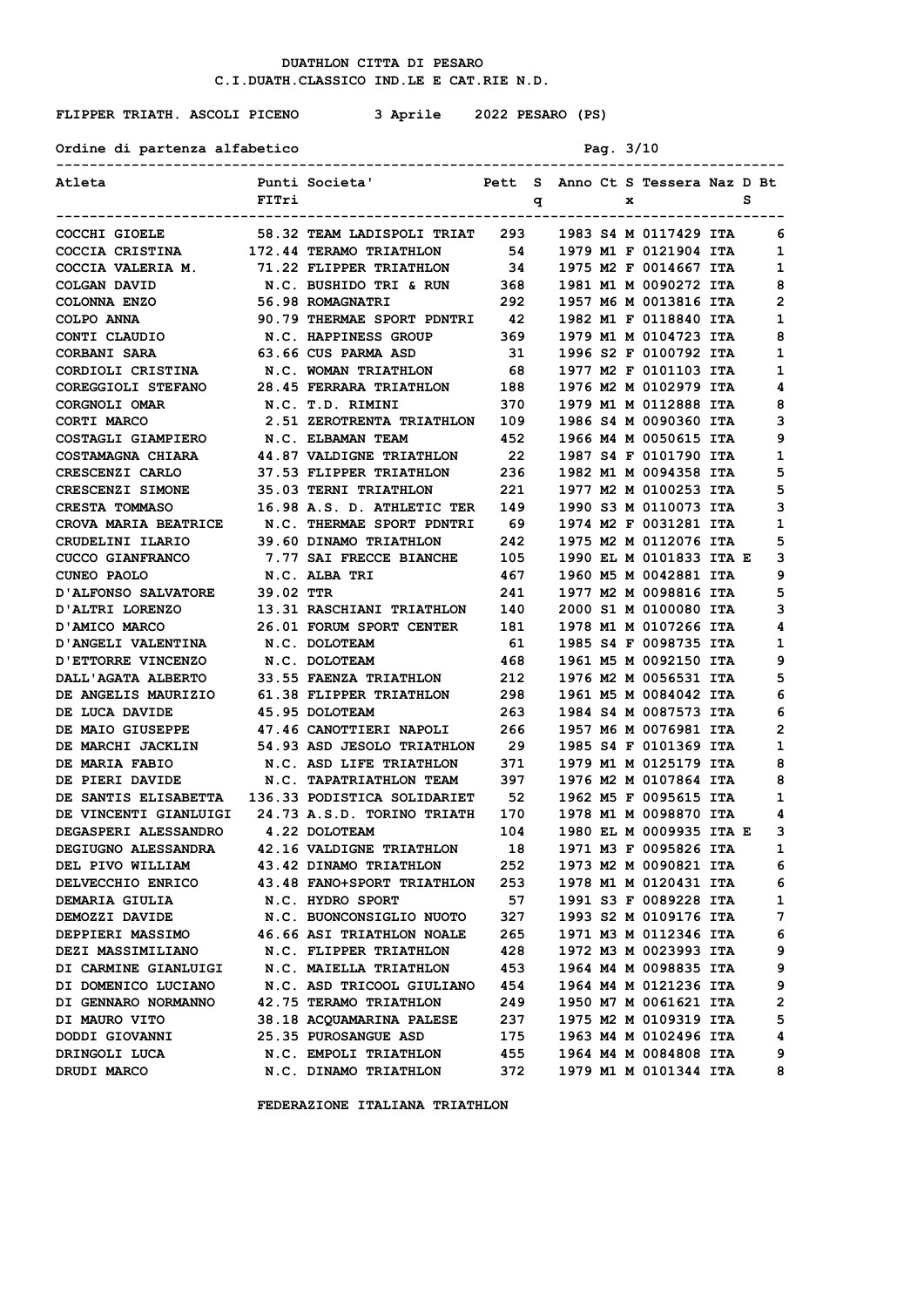DUATHLON CITTA DI PESARO
C.I.DUATH.CLASSICO IND.LE E CAT.RIE N.D.

FLIPPER TRIATH. ASCOLI PICENO 3 Aprile 2022 PESARO (PS)

Ordine di partenza alfabetico

| Atleta | Punti FITri | Societa' | Pett | Sq | Anno | Ct | Sx | Tessera | Naz | D | Bt S |
|---|---|---|---|---|---|---|---|---|---|---|---|
| COCCHI GIOELE | 58.32 | TEAM LADISPOLI TRIAT | 293 | | 1983 | S4 | M | 0117429 | ITA | | 6 |
| COCCIA CRISTINA | 172.44 | TERAMO TRIATHLON | 54 | | 1979 | M1 | F | 0121904 | ITA | | 1 |
| COCCIA VALERIA M. | 71.22 | FLIPPER TRIATHLON | 34 | | 1975 | M2 | F | 0014667 | ITA | | 1 |
| COLGAN DAVID | N.C. | BUSHIDO TRI & RUN | 368 | | 1981 | M1 | M | 0090272 | ITA | | 8 |
| COLONNA ENZO | 56.98 | ROMAGNATRI | 292 | | 1957 | M6 | M | 0013816 | ITA | | 2 |
| COLPO ANNA | 90.79 | THERMAE SPORT PDNTRI | 42 | | 1982 | M1 | F | 0118840 | ITA | | 1 |
| CONTI CLAUDIO | N.C. | HAPPINESS GROUP | 369 | | 1979 | M1 | M | 0104723 | ITA | | 8 |
| CORBANI SARA | 63.66 | CUS PARMA ASD | 31 | | 1996 | S2 | F | 0100792 | ITA | | 1 |
| CORDIOLI CRISTINA | N.C. | WOMAN TRIATHLON | 68 | | 1977 | M2 | F | 0101103 | ITA | | 1 |
| COREGGIOLI STEFANO | 28.45 | FERRARA TRIATHLON | 188 | | 1976 | M2 | M | 0102979 | ITA | | 4 |
| CORGNOLI OMAR | N.C. | T.D. RIMINI | 370 | | 1979 | M1 | M | 0112888 | ITA | | 8 |
| CORTI MARCO | 2.51 | ZEROTRENTA TRIATHLON | 109 | | 1986 | S4 | M | 0090360 | ITA | | 3 |
| COSTAGLI GIAMPIERO | N.C. | ELBAMAN TEAM | 452 | | 1966 | M4 | M | 0050615 | ITA | | 9 |
| COSTAMAGNA CHIARA | 44.87 | VALDIGNE TRIATHLON | 22 | | 1987 | S4 | F | 0101790 | ITA | | 1 |
| CRESCENZI CARLO | 37.53 | FLIPPER TRIATHLON | 236 | | 1982 | M1 | M | 0094358 | ITA | | 5 |
| CRESCENZI SIMONE | 35.03 | TERNI TRIATHLON | 221 | | 1977 | M2 | M | 0100253 | ITA | | 5 |
| CRESTA TOMMASO | 16.98 | A.S. D. ATHLETIC TER | 149 | | 1990 | S3 | M | 0110073 | ITA | | 3 |
| CROVA MARIA BEATRICE | N.C. | THERMAE SPORT PDNTRI | 69 | | 1974 | M2 | F | 0031281 | ITA | | 1 |
| CRUDELINI ILARIO | 39.60 | DINAMO TRIATHLON | 242 | | 1975 | M2 | M | 0112076 | ITA | | 5 |
| CUCCO GIANFRANCO | 7.77 | SAI FRECCE BIANCHE | 105 | | 1990 | EL | M | 0101833 | ITA | E | 3 |
| CUNEO PAOLO | N.C. | ALBA TRI | 467 | | 1960 | M5 | M | 0042881 | ITA | | 9 |
| D'ALFONSO SALVATORE | 39.02 | TTR | 241 | | 1977 | M2 | M | 0098816 | ITA | | 5 |
| D'ALTRI LORENZO | 13.31 | RASCHIANI TRIATHLON | 140 | | 2000 | S1 | M | 0100080 | ITA | | 3 |
| D'AMICO MARCO | 26.01 | FORUM SPORT CENTER | 181 | | 1978 | M1 | M | 0107266 | ITA | | 4 |
| D'ANGELI VALENTINA | N.C. | DOLOTEAM | 61 | | 1985 | S4 | F | 0098735 | ITA | | 1 |
| D'ETTORRE VINCENZO | N.C. | DOLOTEAM | 468 | | 1961 | M5 | M | 0092150 | ITA | | 9 |
| DALL'AGATA ALBERTO | 33.55 | FAENZA TRIATHLON | 212 | | 1976 | M2 | M | 0056531 | ITA | | 5 |
| DE ANGELIS MAURIZIO | 61.38 | FLIPPER TRIATHLON | 298 | | 1961 | M5 | M | 0084042 | ITA | | 6 |
| DE LUCA DAVIDE | 45.95 | DOLOTEAM | 263 | | 1984 | S4 | M | 0087573 | ITA | | 6 |
| DE MAIO GIUSEPPE | 47.46 | CANOTTIERI NAPOLI | 266 | | 1957 | M6 | M | 0076981 | ITA | | 2 |
| DE MARCHI JACKLIN | 54.93 | ASD JESOLO TRIATHLON | 29 | | 1985 | S4 | F | 0101369 | ITA | | 1 |
| DE MARIA FABIO | N.C. | ASD LIFE TRIATHLON | 371 | | 1979 | M1 | M | 0125179 | ITA | | 8 |
| DE PIERI DAVIDE | N.C. | TAPATRIATHLON TEAM | 397 | | 1976 | M2 | M | 0107864 | ITA | | 8 |
| DE SANTIS ELISABETTA | 136.33 | PODISTICA SOLIDARIET | 52 | | 1962 | M5 | F | 0095615 | ITA | | 1 |
| DE VINCENTI GIANLUIGI | 24.73 | A.S.D. TORINO TRIATH | 170 | | 1978 | M1 | M | 0098870 | ITA | | 4 |
| DEGASPERI ALESSANDRO | 4.22 | DOLOTEAM | 104 | | 1980 | EL | M | 0009935 | ITA | E | 3 |
| DEGIUGNO ALESSANDRA | 42.16 | VALDIGNE TRIATHLON | 18 | | 1971 | M3 | F | 0095826 | ITA | | 1 |
| DEL PIVO WILLIAM | 43.42 | DINAMO TRIATHLON | 252 | | 1973 | M2 | M | 0090821 | ITA | | 6 |
| DELVECCHIO ENRICO | 43.48 | FANO+SPORT TRIATHLON | 253 | | 1978 | M1 | M | 0120431 | ITA | | 6 |
| DEMARIA GIULIA | N.C. | HYDRO SPORT | 57 | | 1991 | S3 | F | 0089228 | ITA | | 1 |
| DEMOZZI DAVIDE | N.C. | BUONCONSIGLIO NUOTO | 327 | | 1993 | S2 | M | 0109176 | ITA | | 7 |
| DEPPIERI MASSIMO | 46.66 | ASI TRIATHLON NOALE | 265 | | 1971 | M3 | M | 0112346 | ITA | | 6 |
| DEZI MASSIMILIANO | N.C. | FLIPPER TRIATHLON | 428 | | 1972 | M3 | M | 0023993 | ITA | | 9 |
| DI CARMINE GIANLUIGI | N.C. | MAIELLA TRIATHLON | 453 | | 1964 | M4 | M | 0098835 | ITA | | 9 |
| DI DOMENICO LUCIANO | N.C. | ASD TRICOOL GIULIANO | 454 | | 1964 | M4 | M | 0121236 | ITA | | 9 |
| DI GENNARO NORMANNO | 42.75 | TERAMO TRIATHLON | 249 | | 1950 | M7 | M | 0061621 | ITA | | 2 |
| DI MAURO VITO | 38.18 | ACQUAMARINA PALESE | 237 | | 1975 | M2 | M | 0109319 | ITA | | 5 |
| DODDI GIOVANNI | 25.35 | PUROSANGUE ASD | 175 | | 1963 | M4 | M | 0102496 | ITA | | 4 |
| DRINGOLI LUCA | N.C. | EMPOLI TRIATHLON | 455 | | 1964 | M4 | M | 0084808 | ITA | | 9 |
| DRUDI MARCO | N.C. | DINAMO TRIATHLON | 372 | | 1979 | M1 | M | 0101344 | ITA | | 8 |

FEDERAZIONE ITALIANA TRIATHLON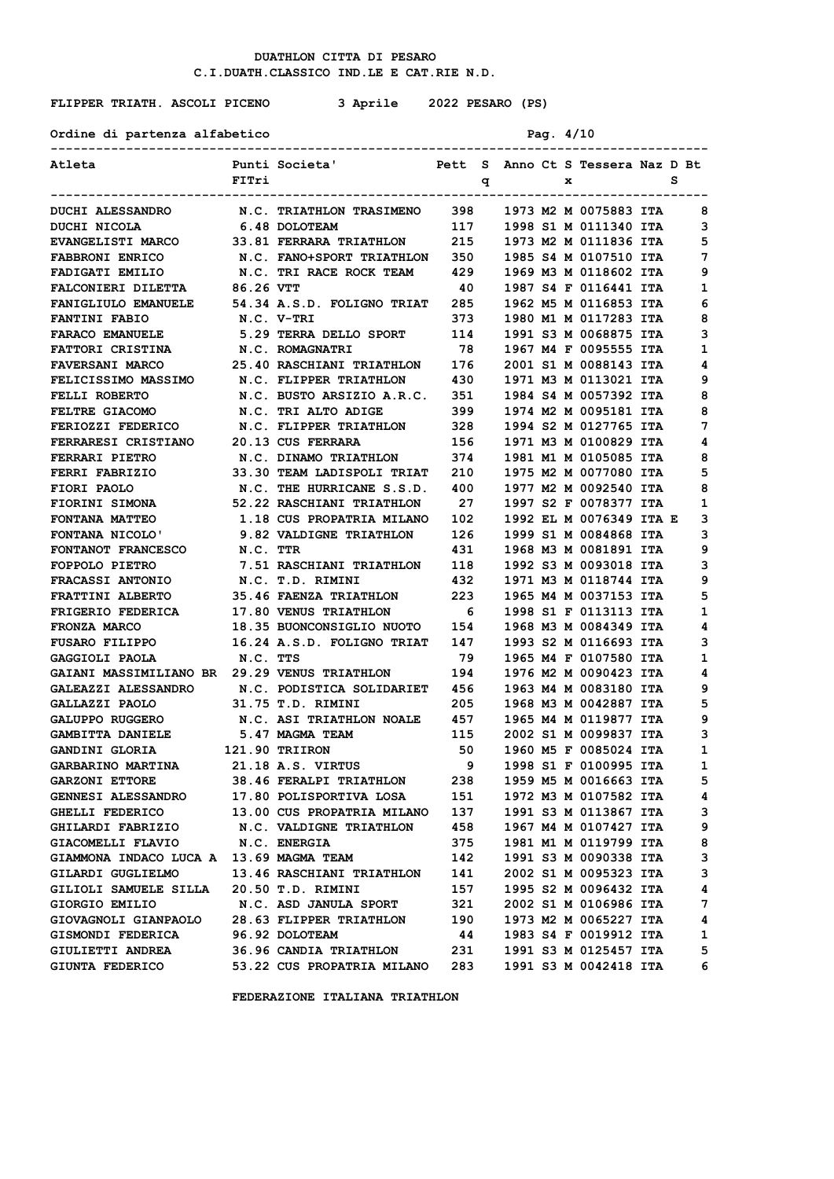DUATHLON CITTA DI PESARO

C.I.DUATH.CLASSICO IND.LE E CAT.RIE N.D.

FLIPPER TRIATH. ASCOLI PICENO 3 Aprile 2022 PESARO (PS)

Ordine di partenza alfabetico

| Atleta | Punti FITri | Societa' | Pett | Sq | Anno | Ct | Sx | Tessera | Naz | DS | Bt |
|---|---|---|---|---|---|---|---|---|---|---|---|
| DUCHI ALESSANDRO | N.C. | TRIATHLON TRASIMENO | 398 | | 1973 | M2 | M | 0075883 | ITA | | 8 |
| DUCHI NICOLA | 6.48 | DOLOTEAM | 117 | | 1998 | S1 | M | 0111340 | ITA | | 3 |
| EVANGELISTI MARCO | 33.81 | FERRARA TRIATHLON | 215 | | 1973 | M2 | M | 0111836 | ITA | | 5 |
| FABBRONI ENRICO | N.C. | FANO+SPORT TRIATHLON | 350 | | 1985 | S4 | M | 0107510 | ITA | | 7 |
| FADIGATI EMILIO | N.C. | TRI RACE ROCK TEAM | 429 | | 1969 | M3 | M | 0118602 | ITA | | 9 |
| FALCONIERI DILETTA | 86.26 | VTT | 40 | | 1987 | S4 | F | 0116441 | ITA | | 1 |
| FANIGLIULO EMANUELE | 54.34 | A.S.D. FOLIGNO TRIAT | 285 | | 1962 | M5 | M | 0116853 | ITA | | 6 |
| FANTINI FABIO | N.C. | V-TRI | 373 | | 1980 | M1 | M | 0117283 | ITA | | 8 |
| FARACO EMANUELE | 5.29 | TERRA DELLO SPORT | 114 | | 1991 | S3 | M | 0068875 | ITA | | 3 |
| FATTORI CRISTINA | N.C. | ROMAGNATRI | 78 | | 1967 | M4 | F | 0095555 | ITA | | 1 |
| FAVERSANI MARCO | 25.40 | RASCHIANI TRIATHLON | 176 | | 2001 | S1 | M | 0088143 | ITA | | 4 |
| FELICISSIMO MASSIMO | N.C. | FLIPPER TRIATHLON | 430 | | 1971 | M3 | M | 0113021 | ITA | | 9 |
| FELLI ROBERTO | N.C. | BUSTO ARSIZIO A.R.C. | 351 | | 1984 | S4 | M | 0057392 | ITA | | 8 |
| FELTRE GIACOMO | N.C. | TRI ALTO ADIGE | 399 | | 1974 | M2 | M | 0095181 | ITA | | 8 |
| FERIOZZI FEDERICO | N.C. | FLIPPER TRIATHLON | 328 | | 1994 | S2 | M | 0127765 | ITA | | 7 |
| FERRARESI CRISTIANO | 20.13 | CUS FERRARA | 156 | | 1971 | M3 | M | 0100829 | ITA | | 4 |
| FERRARI PIETRO | N.C. | DINAMO TRIATHLON | 374 | | 1981 | M1 | M | 0105085 | ITA | | 8 |
| FERRI FABRIZIO | 33.30 | TEAM LADISPOLI TRIAT | 210 | | 1975 | M2 | M | 0077080 | ITA | | 5 |
| FIORI PAOLO | N.C. | THE HURRICANE S.S.D. | 400 | | 1977 | M2 | M | 0092540 | ITA | | 8 |
| FIORINI SIMONA | 52.22 | RASCHIANI TRIATHLON | 27 | | 1997 | S2 | F | 0078377 | ITA | | 1 |
| FONTANA MATTEO | 1.18 | CUS PROPATRIA MILANO | 102 | | 1992 | EL | M | 0076349 | ITA | E | 3 |
| FONTANA NICOLO' | 9.82 | VALDIGNE TRIATHLON | 126 | | 1999 | S1 | M | 0084868 | ITA | | 3 |
| FONTANOT FRANCESCO | N.C. | TTR | 431 | | 1968 | M3 | M | 0081891 | ITA | | 9 |
| FOPPOLO PIETRO | 7.51 | RASCHIANI TRIATHLON | 118 | | 1992 | S3 | M | 0093018 | ITA | | 3 |
| FRACASSI ANTONIO | N.C. | T.D. RIMINI | 432 | | 1971 | M3 | M | 0118744 | ITA | | 9 |
| FRATTINI ALBERTO | 35.46 | FAENZA TRIATHLON | 223 | | 1965 | M4 | M | 0037153 | ITA | | 5 |
| FRIGERIO FEDERICA | 17.80 | VENUS TRIATHLON | 6 | | 1998 | S1 | F | 0113113 | ITA | | 1 |
| FRONZA MARCO | 18.35 | BUONCONSIGLIO NUOTO | 154 | | 1968 | M3 | M | 0084349 | ITA | | 4 |
| FUSARO FILIPPO | 16.24 | A.S.D. FOLIGNO TRIAT | 147 | | 1993 | S2 | M | 0116693 | ITA | | 3 |
| GAGGIOLI PAOLA | N.C. | TTS | 79 | | 1965 | M4 | F | 0107580 | ITA | | 1 |
| GAIANI MASSIMILIANO BR | 29.29 | VENUS TRIATHLON | 194 | | 1976 | M2 | M | 0090423 | ITA | | 4 |
| GALEAZZI ALESSANDRO | N.C. | PODISTICA SOLIDARIET | 456 | | 1963 | M4 | M | 0083180 | ITA | | 9 |
| GALLAZZI PAOLO | 31.75 | T.D. RIMINI | 205 | | 1968 | M3 | M | 0042887 | ITA | | 5 |
| GALUPPO RUGGERO | N.C. | ASI TRIATHLON NOALE | 457 | | 1965 | M4 | M | 0119877 | ITA | | 9 |
| GAMBITTA DANIELE | 5.47 | MAGMA TEAM | 115 | | 2002 | S1 | M | 0099837 | ITA | | 3 |
| GANDINI GLORIA | 121.90 | TRIIRON | 50 | | 1960 | M5 | F | 0085024 | ITA | | 1 |
| GARBARINO MARTINA | 21.18 | A.S. VIRTUS | 9 | | 1998 | S1 | F | 0100995 | ITA | | 1 |
| GARZONI ETTORE | 38.46 | FERALPI TRIATHLON | 238 | | 1959 | M5 | M | 0016663 | ITA | | 5 |
| GENNESI ALESSANDRO | 17.80 | POLISPORTIVA LOSA | 151 | | 1972 | M3 | M | 0107582 | ITA | | 4 |
| GHELLI FEDERICO | 13.00 | CUS PROPATRIA MILANO | 137 | | 1991 | S3 | M | 0113867 | ITA | | 3 |
| GHILARDI FABRIZIO | N.C. | VALDIGNE TRIATHLON | 458 | | 1967 | M4 | M | 0107427 | ITA | | 9 |
| GIACOMELLI FLAVIO | N.C. | ENERGIA | 375 | | 1981 | M1 | M | 0119799 | ITA | | 8 |
| GIAMMONA INDACO LUCA A | 13.69 | MAGMA TEAM | 142 | | 1991 | S3 | M | 0090338 | ITA | | 3 |
| GILARDI GUGLIELMO | 13.46 | RASCHIANI TRIATHLON | 141 | | 2002 | S1 | M | 0095323 | ITA | | 3 |
| GILIOLI SAMUELE SILLA | 20.50 | T.D. RIMINI | 157 | | 1995 | S2 | M | 0096432 | ITA | | 4 |
| GIORGIO EMILIO | N.C. | ASD JANULA SPORT | 321 | | 2002 | S1 | M | 0106986 | ITA | | 7 |
| GIOVAGNOLI GIANPAOLO | 28.63 | FLIPPER TRIATHLON | 190 | | 1973 | M2 | M | 0065227 | ITA | | 4 |
| GISMONDI FEDERICA | 96.92 | DOLOTEAM | 44 | | 1983 | S4 | F | 0019912 | ITA | | 1 |
| GIULIETTI ANDREA | 36.96 | CANDIA TRIATHLON | 231 | | 1991 | S3 | M | 0125457 | ITA | | 5 |
| GIUNTA FEDERICO | 53.22 | CUS PROPATRIA MILANO | 283 | | 1991 | S3 | M | 0042418 | ITA | | 6 |

FEDERAZIONE ITALIANA TRIATHLON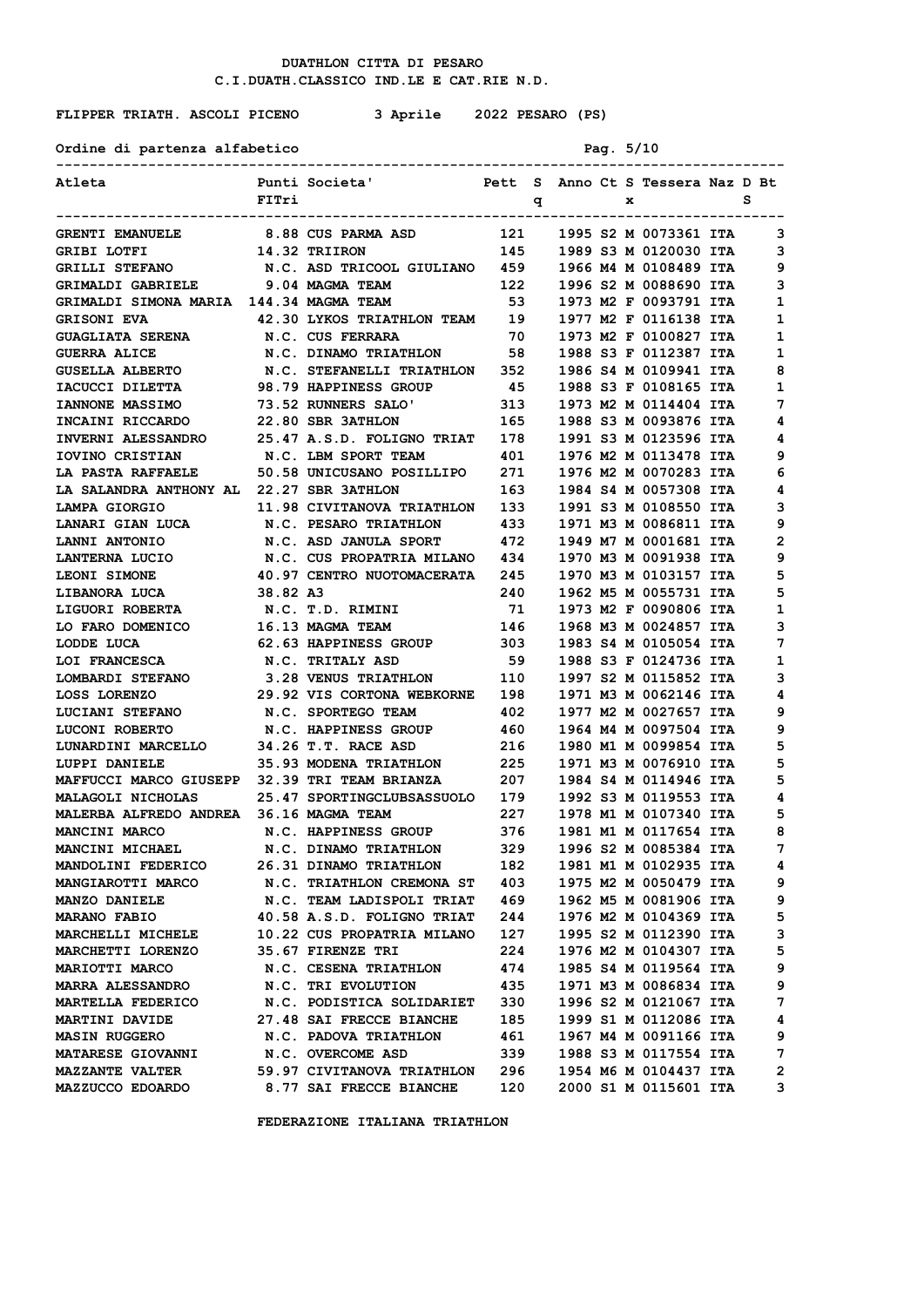DUATHLON CITTA DI PESARO
C.I.DUATH.CLASSICO IND.LE E CAT.RIE N.D.

FLIPPER TRIATH. ASCOLI PICENO 3 Aprile 2022 PESARO (PS)

Ordine di partenza alfabetico

| Atleta | Punti FITri | Societa' | Pett | Sq | Anno | Ct | Sx | Tessera | Naz | D | Bt S |
|---|---|---|---|---|---|---|---|---|---|---|---|
| GRENTI EMANUELE | 8.88 | CUS PARMA ASD | 121 | | 1995 | S2 | M | 0073361 | ITA | | 3 |
| GRIBI LOTFI | 14.32 | TRIIRON | 145 | | 1989 | S3 | M | 0120030 | ITA | | 3 |
| GRILLI STEFANO | N.C. | ASD TRICOOL GIULIANO | 459 | | 1966 | M4 | M | 0108489 | ITA | | 9 |
| GRIMALDI GABRIELE | 9.04 | MAGMA TEAM | 122 | | 1996 | S2 | M | 0088690 | ITA | | 3 |
| GRIMALDI SIMONA MARIA | 144.34 | MAGMA TEAM | 53 | | 1973 | M2 | F | 0093791 | ITA | | 1 |
| GRISONI EVA | 42.30 | LYKOS TRIATHLON TEAM | 19 | | 1977 | M2 | F | 0116138 | ITA | | 1 |
| GUAGLIATA SERENA | N.C. | CUS FERRARA | 70 | | 1973 | M2 | F | 0100827 | ITA | | 1 |
| GUERRA ALICE | N.C. | DINAMO TRIATHLON | 58 | | 1988 | S3 | F | 0112387 | ITA | | 1 |
| GUSELLA ALBERTO | N.C. | STEFANELLI TRIATHLON | 352 | | 1986 | S4 | M | 0109941 | ITA | | 8 |
| IACUCCI DILETTA | 98.79 | HAPPINESS GROUP | 45 | | 1988 | S3 | F | 0108165 | ITA | | 1 |
| IANNONE MASSIMO | 73.52 | RUNNERS SALO' | 313 | | 1973 | M2 | M | 0114404 | ITA | | 7 |
| INCAINI RICCARDO | 22.80 | SBR 3ATHLON | 165 | | 1988 | S3 | M | 0093876 | ITA | | 4 |
| INVERNI ALESSANDRO | 25.47 | A.S.D. FOLIGNO TRIAT | 178 | | 1991 | S3 | M | 0123596 | ITA | | 4 |
| IOVINO CRISTIAN | N.C. | LBM SPORT TEAM | 401 | | 1976 | M2 | M | 0113478 | ITA | | 9 |
| LA PASTA RAFFAELE | 50.58 | UNICUSANO POSILLIPO | 271 | | 1976 | M2 | M | 0070283 | ITA | | 6 |
| LA SALANDRA ANTHONY AL | 22.27 | SBR 3ATHLON | 163 | | 1984 | S4 | M | 0057308 | ITA | | 4 |
| LAMPA GIORGIO | 11.98 | CIVITANOVA TRIATHLON | 133 | | 1991 | S3 | M | 0108550 | ITA | | 3 |
| LANARI GIAN LUCA | N.C. | PESARO TRIATHLON | 433 | | 1971 | M3 | M | 0086811 | ITA | | 9 |
| LANNI ANTONIO | N.C. | ASD JANULA SPORT | 472 | | 1949 | M7 | M | 0001681 | ITA | | 2 |
| LANTERNA LUCIO | N.C. | CUS PROPATRIA MILANO | 434 | | 1970 | M3 | M | 0091938 | ITA | | 9 |
| LEONI SIMONE | 40.97 | CENTRO NUOTOMACERATA | 245 | | 1970 | M3 | M | 0103157 | ITA | | 5 |
| LIBANORA LUCA | 38.82 | A3 | 240 | | 1962 | M5 | M | 0055731 | ITA | | 5 |
| LIGUORI ROBERTA | N.C. | T.D. RIMINI | 71 | | 1973 | M2 | F | 0090806 | ITA | | 1 |
| LO FARO DOMENICO | 16.13 | MAGMA TEAM | 146 | | 1968 | M3 | M | 0024857 | ITA | | 3 |
| LODDE LUCA | 62.63 | HAPPINESS GROUP | 303 | | 1983 | S4 | M | 0105054 | ITA | | 7 |
| LOI FRANCESCA | N.C. | TRITALY ASD | 59 | | 1988 | S3 | F | 0124736 | ITA | | 1 |
| LOMBARDI STEFANO | 3.28 | VENUS TRIATHLON | 110 | | 1997 | S2 | M | 0115852 | ITA | | 3 |
| LOSS LORENZO | 29.92 | VIS CORTONA WEBKORNE | 198 | | 1971 | M3 | M | 0062146 | ITA | | 4 |
| LUCIANI STEFANO | N.C. | SPORTEGO TEAM | 402 | | 1977 | M2 | M | 0027657 | ITA | | 9 |
| LUCONI ROBERTO | N.C. | HAPPINESS GROUP | 460 | | 1964 | M4 | M | 0097504 | ITA | | 9 |
| LUNARDINI MARCELLO | 34.26 | T.T. RACE ASD | 216 | | 1980 | M1 | M | 0099854 | ITA | | 5 |
| LUPPI DANIELE | 35.93 | MODENA TRIATHLON | 225 | | 1971 | M3 | M | 0076910 | ITA | | 5 |
| MAFFUCCI MARCO GIUSEPP | 32.39 | TRI TEAM BRIANZA | 207 | | 1984 | S4 | M | 0114946 | ITA | | 5 |
| MALAGOLI NICHOLAS | 25.47 | SPORTINGCLUBSASSUOLO | 179 | | 1992 | S3 | M | 0119553 | ITA | | 4 |
| MALERBA ALFREDO ANDREA | 36.16 | MAGMA TEAM | 227 | | 1978 | M1 | M | 0107340 | ITA | | 5 |
| MANCINI MARCO | N.C. | HAPPINESS GROUP | 376 | | 1981 | M1 | M | 0117654 | ITA | | 8 |
| MANCINI MICHAEL | N.C. | DINAMO TRIATHLON | 329 | | 1996 | S2 | M | 0085384 | ITA | | 7 |
| MANDOLINI FEDERICO | 26.31 | DINAMO TRIATHLON | 182 | | 1981 | M1 | M | 0102935 | ITA | | 4 |
| MANGIAROTTI MARCO | N.C. | TRIATHLON CREMONA ST | 403 | | 1975 | M2 | M | 0050479 | ITA | | 9 |
| MANZO DANIELE | N.C. | TEAM LADISPOLI TRIAT | 469 | | 1962 | M5 | M | 0081906 | ITA | | 9 |
| MARANO FABIO | 40.58 | A.S.D. FOLIGNO TRIAT | 244 | | 1976 | M2 | M | 0104369 | ITA | | 5 |
| MARCHELLI MICHELE | 10.22 | CUS PROPATRIA MILANO | 127 | | 1995 | S2 | M | 0112390 | ITA | | 3 |
| MARCHETTI LORENZO | 35.67 | FIRENZE TRI | 224 | | 1976 | M2 | M | 0104307 | ITA | | 5 |
| MARIOTTI MARCO | N.C. | CESENA TRIATHLON | 474 | | 1985 | S4 | M | 0119564 | ITA | | 9 |
| MARRA ALESSANDRO | N.C. | TRI EVOLUTION | 435 | | 1971 | M3 | M | 0086834 | ITA | | 9 |
| MARTELLA FEDERICO | N.C. | PODISTICA SOLIDARIET | 330 | | 1996 | S2 | M | 0121067 | ITA | | 7 |
| MARTINI DAVIDE | 27.48 | SAI FRECCE BIANCHE | 185 | | 1999 | S1 | M | 0112086 | ITA | | 4 |
| MASIN RUGGERO | N.C. | PADOVA TRIATHLON | 461 | | 1967 | M4 | M | 0091166 | ITA | | 9 |
| MATARESE GIOVANNI | N.C. | OVERCOME ASD | 339 | | 1988 | S3 | M | 0117554 | ITA | | 7 |
| MAZZANTE VALTER | 59.97 | CIVITANOVA TRIATHLON | 296 | | 1954 | M6 | M | 0104437 | ITA | | 2 |
| MAZZUCCO EDOARDO | 8.77 | SAI FRECCE BIANCHE | 120 | | 2000 | S1 | M | 0115601 | ITA | | 3 |

FEDERAZIONE ITALIANA TRIATHLON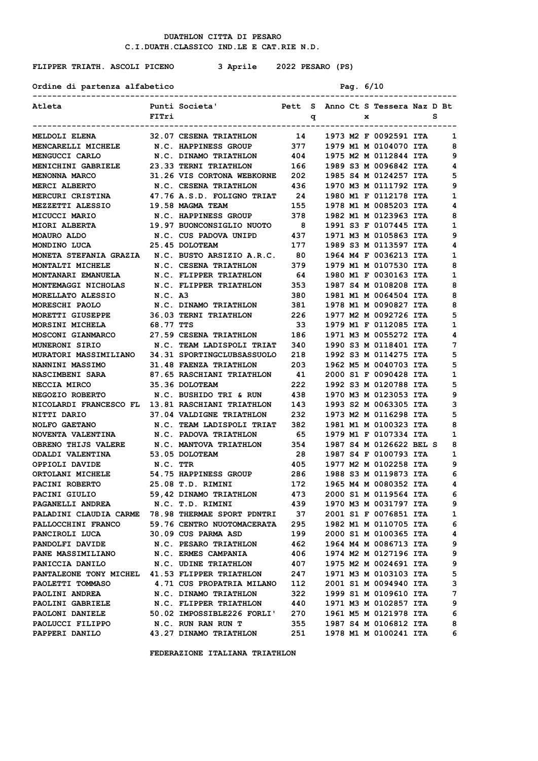DUATHLON CITTA DI PESARO
C.I.DUATH.CLASSICO IND.LE E CAT.RIE N.D.

FLIPPER TRIATH. ASCOLI PICENO 3 Aprile 2022 PESARO (PS)

Ordine di partenza alfabetico

| Atleta | Punti FITri | Societa' | Pett | Sq | Anno | Ct | Sx | Tessera | Naz | D | Bt S |
|---|---|---|---|---|---|---|---|---|---|---|---|
| MELDOLI ELENA | 32.07 | CESENA TRIATHLON | 14 | | 1973 | M2 | F | 0092591 | ITA | | 1 |
| MENCARELLI MICHELE | N.C. | HAPPINESS GROUP | 377 | | 1979 | M1 | M | 0104070 | ITA | | 8 |
| MENGUCCI CARLO | N.C. | DINAMO TRIATHLON | 404 | | 1975 | M2 | M | 0112844 | ITA | | 9 |
| MENICHINI GABRIELE | 23.33 | TERNI TRIATHLON | 166 | | 1989 | S3 | M | 0096842 | ITA | | 4 |
| MENONNA MARCO | 31.26 | VIS CORTONA WEBKORNE | 202 | | 1985 | S4 | M | 0124257 | ITA | | 5 |
| MERCI ALBERTO | N.C. | CESENA TRIATHLON | 436 | | 1970 | M3 | M | 0111792 | ITA | | 9 |
| MERCURI CRISTINA | 47.76 | A.S.D. FOLIGNO TRIAT | 24 | | 1980 | M1 | F | 0112178 | ITA | | 1 |
| MEZZETTI ALESSIO | 19.58 | MAGMA TEAM | 155 | | 1978 | M1 | M | 0085203 | ITA | | 4 |
| MICUCCI MARIO | N.C. | HAPPINESS GROUP | 378 | | 1982 | M1 | M | 0123963 | ITA | | 8 |
| MIORI ALBERTA | 19.97 | BUONCONSIGLIO NUOTO | 8 | | 1991 | S3 | F | 0107445 | ITA | | 1 |
| MOAURO ALDO | N.C. | CUS PADOVA UNIPD | 437 | | 1971 | M3 | M | 0105863 | ITA | | 9 |
| MONDINO LUCA | 25.45 | DOLOTEAM | 177 | | 1989 | S3 | M | 0113597 | ITA | | 4 |
| MONETA STEFANIA GRAZIA | N.C. | BUSTO ARSIZIO A.R.C. | 80 | | 1964 | M4 | F | 0036213 | ITA | | 1 |
| MONTALTI MICHELE | N.C. | CESENA TRIATHLON | 379 | | 1979 | M1 | M | 0107530 | ITA | | 8 |
| MONTANARI EMANUELA | N.C. | FLIPPER TRIATHLON | 64 | | 1980 | M1 | F | 0030163 | ITA | | 1 |
| MONTEMAGGI NICHOLAS | N.C. | FLIPPER TRIATHLON | 353 | | 1987 | S4 | M | 0108208 | ITA | | 8 |
| MORELLATO ALESSIO | N.C. | A3 | 380 | | 1981 | M1 | M | 0064504 | ITA | | 8 |
| MORESCHI PAOLO | N.C. | DINAMO TRIATHLON | 381 | | 1978 | M1 | M | 0090827 | ITA | | 8 |
| MORETTI GIUSEPPE | 36.03 | TERNI TRIATHLON | 226 | | 1977 | M2 | M | 0092726 | ITA | | 5 |
| MORSINI MICHELA | 68.77 | TTS | 33 | | 1979 | M1 | F | 0112085 | ITA | | 1 |
| MOSCONI GIANMARCO | 27.59 | CESENA TRIATHLON | 186 | | 1971 | M3 | M | 0055272 | ITA | | 4 |
| MUNERONI SIRIO | N.C. | TEAM LADISPOLI TRIAT | 340 | | 1990 | S3 | M | 0118401 | ITA | | 7 |
| MURATORI MASSIMILIANO | 34.31 | SPORTINGCLUBSASSUOLO | 218 | | 1992 | S3 | M | 0114275 | ITA | | 5 |
| NANNINI MASSIMO | 31.48 | FAENZA TRIATHLON | 203 | | 1962 | M5 | M | 0040703 | ITA | | 5 |
| NASCIMBENI SARA | 87.65 | RASCHIANI TRIATHLON | 41 | | 2000 | S1 | F | 0090428 | ITA | | 1 |
| NECCIA MIRCO | 35.36 | DOLOTEAM | 222 | | 1992 | S3 | M | 0120788 | ITA | | 5 |
| NEGOZIO ROBERTO | N.C. | BUSHIDO TRI & RUN | 438 | | 1970 | M3 | M | 0123053 | ITA | | 9 |
| NICOLARDI FRANCESCO FL | 13.81 | RASCHIANI TRIATHLON | 143 | | 1993 | S2 | M | 0063305 | ITA | | 3 |
| NITTI DARIO | 37.04 | VALDIGNE TRIATHLON | 232 | | 1973 | M2 | M | 0116298 | ITA | | 5 |
| NOLFO GAETANO | N.C. | TEAM LADISPOLI TRIAT | 382 | | 1981 | M1 | M | 0100323 | ITA | | 8 |
| NOVENTA VALENTINA | N.C. | PADOVA TRIATHLON | 65 | | 1979 | M1 | F | 0107334 | ITA | | 1 |
| OBRENO THIJS VALERE | N.C. | MANTOVA TRIATHLON | 354 | | 1987 | S4 | M | 0126622 | BEL | S | 8 |
| ODALDI VALENTINA | 53.05 | DOLOTEAM | 28 | | 1987 | S4 | F | 0100793 | ITA | | 1 |
| OPPIOLI DAVIDE | N.C. | TTR | 405 | | 1977 | M2 | M | 0102258 | ITA | | 9 |
| ORTOLANI MICHELE | 54.75 | HAPPINESS GROUP | 286 | | 1988 | S3 | M | 0119873 | ITA | | 6 |
| PACINI ROBERTO | 25.08 | T.D. RIMINI | 172 | | 1965 | M4 | M | 0080352 | ITA | | 4 |
| PACINI GIULIO | 59,42 | DINAMO TRIATHLON | 473 | | 2000 | S1 | M | 0119564 | ITA | | 6 |
| PAGANELLI ANDREA | N.C. | T.D. RIMINI | 439 | | 1970 | M3 | M | 0031797 | ITA | | 9 |
| PALADINI CLAUDIA CARME | 78.98 | THERMAE SPORT PDNTRI | 37 | | 2001 | S1 | F | 0076851 | ITA | | 1 |
| PALLOCCHINI FRANCO | 59.76 | CENTRO NUOTOMACERATA | 295 | | 1982 | M1 | M | 0110705 | ITA | | 6 |
| PANCIROLI LUCA | 30.09 | CUS PARMA ASD | 199 | | 2000 | S1 | M | 0100365 | ITA | | 4 |
| PANDOLFI DAVIDE | N.C. | PESARO TRIATHLON | 462 | | 1964 | M4 | M | 0086713 | ITA | | 9 |
| PANE MASSIMILIANO | N.C. | ERMES CAMPANIA | 406 | | 1974 | M2 | M | 0127196 | ITA | | 9 |
| PANICCIA DANILO | N.C. | UDINE TRIATHLON | 407 | | 1975 | M2 | M | 0024691 | ITA | | 9 |
| PANTALEONE TONY MICHEL | 41.53 | FLIPPER TRIATHLON | 247 | | 1971 | M3 | M | 0103103 | ITA | | 5 |
| PAOLETTI TOMMASO | 4.71 | CUS PROPATRIA MILANO | 112 | | 2001 | S1 | M | 0094940 | ITA | | 3 |
| PAOLINI ANDREA | N.C. | DINAMO TRIATHLON | 322 | | 1999 | S1 | M | 0109610 | ITA | | 7 |
| PAOLINI GABRIELE | N.C. | FLIPPER TRIATHLON | 440 | | 1971 | M3 | M | 0102857 | ITA | | 9 |
| PAOLONI DANIELE | 50.02 | IMPOSSIBLE226 FORLI' | 270 | | 1961 | M5 | M | 0121978 | ITA | | 6 |
| PAOLUCCI FILIPPO | N.C. | RUN RAN RUN T | 355 | | 1987 | S4 | M | 0106812 | ITA | | 8 |
| PAPPERI DANILO | 43.27 | DINAMO TRIATHLON | 251 | | 1978 | M1 | M | 0100241 | ITA | | 6 |

FEDERAZIONE ITALIANA TRIATHLON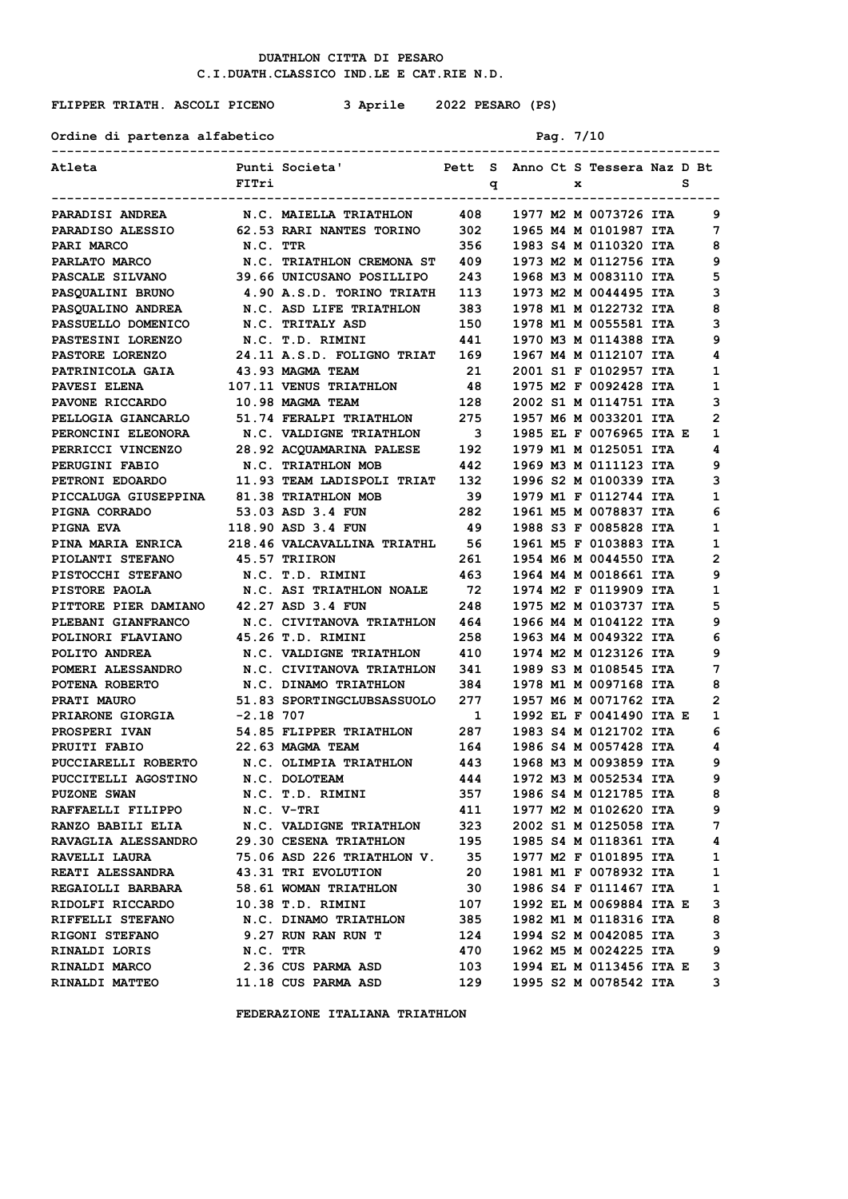DUATHLON CITTA DI PESARO
C.I.DUATH.CLASSICO IND.LE E CAT.RIE N.D.

FLIPPER TRIATH. ASCOLI PICENO    3 Aprile    2022 PESARO (PS)

Ordine di partenza alfabetico

| Atleta | Punti FITri | Societa' | Pett | Sq | Anno | Ct | Sx | Tessera | Naz | D | Bt S |
|---|---|---|---|---|---|---|---|---|---|---|---|
| PARADISI ANDREA | N.C. | MAIELLA TRIATHLON | 408 | | 1977 | M2 | M | 0073726 | ITA | | 9 |
| PARADISO ALESSIO | 62.53 | RARI NANTES TORINO | 302 | | 1965 | M4 | M | 0101987 | ITA | | 7 |
| PARI MARCO | N.C. | TTR | 356 | | 1983 | S4 | M | 0110320 | ITA | | 8 |
| PARLATO MARCO | N.C. | TRIATHLON CREMONA ST | 409 | | 1973 | M2 | M | 0112756 | ITA | | 9 |
| PASCALE SILVANO | 39.66 | UNICUSANO POSILLIPO | 243 | | 1968 | M3 | M | 0083110 | ITA | | 5 |
| PASQUALINI BRUNO | 4.90 | A.S.D. TORINO TRIATH | 113 | | 1973 | M2 | M | 0044495 | ITA | | 3 |
| PASQUALINO ANDREA | N.C. | ASD LIFE TRIATHLON | 383 | | 1978 | M1 | M | 0122732 | ITA | | 8 |
| PASSUELLO DOMENICO | N.C. | TRITALY ASD | 150 | | 1978 | M1 | M | 0055581 | ITA | | 3 |
| PASTESINI LORENZO | N.C. | T.D. RIMINI | 441 | | 1970 | M3 | M | 0114388 | ITA | | 9 |
| PASTORE LORENZO | 24.11 | A.S.D. FOLIGNO TRIAT | 169 | | 1967 | M4 | M | 0112107 | ITA | | 4 |
| PATRINICOLA GAIA | 43.93 | MAGMA TEAM | 21 | | 2001 | S1 | F | 0102957 | ITA | | 1 |
| PAVESI ELENA | 107.11 | VENUS TRIATHLON | 48 | | 1975 | M2 | F | 0092428 | ITA | | 1 |
| PAVONE RICCARDO | 10.98 | MAGMA TEAM | 128 | | 2002 | S1 | M | 0114751 | ITA | | 3 |
| PELLOGIA GIANCARLO | 51.74 | FERALPI TRIATHLON | 275 | | 1957 | M6 | M | 0033201 | ITA | | 2 |
| PERONCINI ELEONORA | N.C. | VALDIGNE TRIATHLON | 3 | | 1985 | EL | F | 0076965 | ITA | E | 1 |
| PERRICCI VINCENZO | 28.92 | ACQUAMARINA PALESE | 192 | | 1979 | M1 | M | 0125051 | ITA | | 4 |
| PERUGINI FABIO | N.C. | TRIATHLON MOB | 442 | | 1969 | M3 | M | 0111123 | ITA | | 9 |
| PETRONI EDOARDO | 11.93 | TEAM LADISPOLI TRIAT | 132 | | 1996 | S2 | M | 0100339 | ITA | | 3 |
| PICCALUGA GIUSEPPINA | 81.38 | TRIATHLON MOB | 39 | | 1979 | M1 | F | 0112744 | ITA | | 1 |
| PIGNA CORRADO | 53.03 | ASD 3.4 FUN | 282 | | 1961 | M5 | M | 0078837 | ITA | | 6 |
| PIGNA EVA | 118.90 | ASD 3.4 FUN | 49 | | 1988 | S3 | F | 0085828 | ITA | | 1 |
| PINA MARIA ENRICA | 218.46 | VALCAVALLINA TRIATHL | 56 | | 1961 | M5 | F | 0103883 | ITA | | 1 |
| PIOLANTI STEFANO | 45.57 | TRIIRON | 261 | | 1954 | M6 | M | 0044550 | ITA | | 2 |
| PISTOCCHI STEFANO | N.C. | T.D. RIMINI | 463 | | 1964 | M4 | M | 0018661 | ITA | | 9 |
| PISTORE PAOLA | N.C. | ASI TRIATHLON NOALE | 72 | | 1974 | M2 | F | 0119909 | ITA | | 1 |
| PITTORE PIER DAMIANO | 42.27 | ASD 3.4 FUN | 248 | | 1975 | M2 | M | 0103737 | ITA | | 5 |
| PLEBANI GIANFRANCO | N.C. | CIVITANOVA TRIATHLON | 464 | | 1966 | M4 | M | 0104122 | ITA | | 9 |
| POLINORI FLAVIANO | 45.26 | T.D. RIMINI | 258 | | 1963 | M4 | M | 0049322 | ITA | | 6 |
| POLITO ANDREA | N.C. | VALDIGNE TRIATHLON | 410 | | 1974 | M2 | M | 0123126 | ITA | | 9 |
| POMERI ALESSANDRO | N.C. | CIVITANOVA TRIATHLON | 341 | | 1989 | S3 | M | 0108545 | ITA | | 7 |
| POTENA ROBERTO | N.C. | DINAMO TRIATHLON | 384 | | 1978 | M1 | M | 0097168 | ITA | | 8 |
| PRATI MAURO | 51.83 | SPORTINGCLUBSASSUOLO | 277 | | 1957 | M6 | M | 0071762 | ITA | | 2 |
| PRIARONE GIORGIA | -2.18 | 707 | 1 | | 1992 | EL | F | 0041490 | ITA | E | 1 |
| PROSPERI IVAN | 54.85 | FLIPPER TRIATHLON | 287 | | 1983 | S4 | M | 0121702 | ITA | | 6 |
| PRUITI FABIO | 22.63 | MAGMA TEAM | 164 | | 1986 | S4 | M | 0057428 | ITA | | 4 |
| PUCCIARELLI ROBERTO | N.C. | OLIMPIA TRIATHLON | 443 | | 1968 | M3 | M | 0093859 | ITA | | 9 |
| PUCCITELLI AGOSTINO | N.C. | DOLOTEAM | 444 | | 1972 | M3 | M | 0052534 | ITA | | 9 |
| PUZONE SWAN | N.C. | T.D. RIMINI | 357 | | 1986 | S4 | M | 0121785 | ITA | | 8 |
| RAFFAELLI FILIPPO | N.C. | V-TRI | 411 | | 1977 | M2 | M | 0102620 | ITA | | 9 |
| RANZO BABILI ELIA | N.C. | VALDIGNE TRIATHLON | 323 | | 2002 | S1 | M | 0125058 | ITA | | 7 |
| RAVAGLIA ALESSANDRO | 29.30 | CESENA TRIATHLON | 195 | | 1985 | S4 | M | 0118361 | ITA | | 4 |
| RAVELLI LAURA | 75.06 | ASD 226 TRIATHLON V. | 35 | | 1977 | M2 | F | 0101895 | ITA | | 1 |
| REATI ALESSANDRA | 43.31 | TRI EVOLUTION | 20 | | 1981 | M1 | F | 0078932 | ITA | | 1 |
| REGAIOLLI BARBARA | 58.61 | WOMAN TRIATHLON | 30 | | 1986 | S4 | F | 0111467 | ITA | | 1 |
| RIDOLFI RICCARDO | 10.38 | T.D. RIMINI | 107 | | 1992 | EL | M | 0069884 | ITA | E | 3 |
| RIFFELLI STEFANO | N.C. | DINAMO TRIATHLON | 385 | | 1982 | M1 | M | 0118316 | ITA | | 8 |
| RIGONI STEFANO | 9.27 | RUN RAN RUN T | 124 | | 1994 | S2 | M | 0042085 | ITA | | 3 |
| RINALDI LORIS | N.C. | TTR | 470 | | 1962 | M5 | M | 0024225 | ITA | | 9 |
| RINALDI MARCO | 2.36 | CUS PARMA ASD | 103 | | 1994 | EL | M | 0113456 | ITA | E | 3 |
| RINALDI MATTEO | 11.18 | CUS PARMA ASD | 129 | | 1995 | S2 | M | 0078542 | ITA | | 3 |

FEDERAZIONE ITALIANA TRIATHLON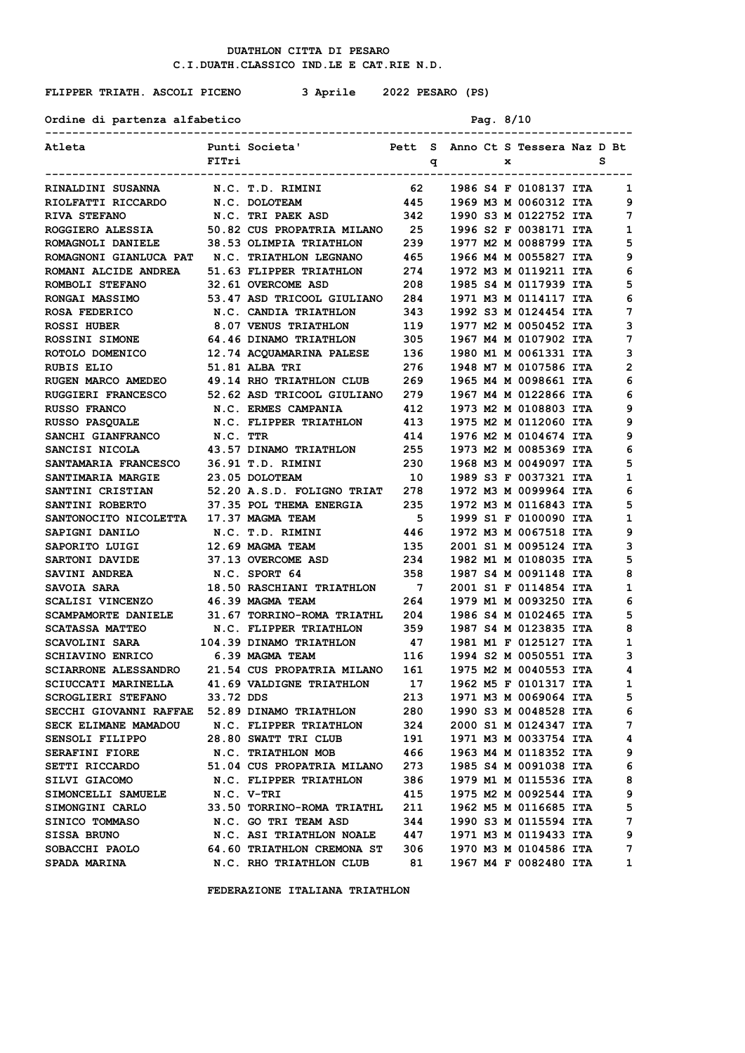DUATHLON CITTA DI PESARO
C.I.DUATH.CLASSICO IND.LE E CAT.RIE N.D.

FLIPPER TRIATH. ASCOLI PICENO 3 Aprile 2022 PESARO (PS)

Ordine di partenza alfabetico

| Atleta | Punti FITri | Societa' | Pett | Sq | Anno | Ct | Sx | Tessera | Naz | D | Bt S |
|---|---|---|---|---|---|---|---|---|---|---|---|
| RINALDINI SUSANNA | N.C. | T.D. RIMINI | 62 | | 1986 | S4 | F | 0108137 | ITA | | 1 |
| RIOLFATTI RICCARDO | N.C. | DOLOTEAM | 445 | | 1969 | M3 | M | 0060312 | ITA | | 9 |
| RIVA STEFANO | N.C. | TRI PAEK ASD | 342 | | 1990 | S3 | M | 0122752 | ITA | | 7 |
| ROGGIERO ALESSIA | 50.82 | CUS PROPATRIA MILANO | 25 | | 1996 | S2 | F | 0038171 | ITA | | 1 |
| ROMAGNOLI DANIELE | 38.53 | OLIMPIA TRIATHLON | 239 | | 1977 | M2 | M | 0088799 | ITA | | 5 |
| ROMAGNONI GIANLUCA PAT | N.C. | TRIATHLON LEGNANO | 465 | | 1966 | M4 | M | 0055827 | ITA | | 9 |
| ROMANI ALCIDE ANDREA | 51.63 | FLIPPER TRIATHLON | 274 | | 1972 | M3 | M | 0119211 | ITA | | 6 |
| ROMBOLI STEFANO | 32.61 | OVERCOME ASD | 208 | | 1985 | S4 | M | 0117939 | ITA | | 5 |
| RONGAI MASSIMO | 53.47 | ASD TRICOOL GIULIANO | 284 | | 1971 | M3 | M | 0114117 | ITA | | 6 |
| ROSA FEDERICO | N.C. | CANDIA TRIATHLON | 343 | | 1992 | S3 | M | 0124454 | ITA | | 7 |
| ROSSI HUBER | 8.07 | VENUS TRIATHLON | 119 | | 1977 | M2 | M | 0050452 | ITA | | 3 |
| ROSSINI SIMONE | 64.46 | DINAMO TRIATHLON | 305 | | 1967 | M4 | M | 0107902 | ITA | | 7 |
| ROTOLO DOMENICO | 12.74 | ACQUAMARINA PALESE | 136 | | 1980 | M1 | M | 0061331 | ITA | | 3 |
| RUBIS ELIO | 51.81 | ALBA TRI | 276 | | 1948 | M7 | M | 0107586 | ITA | | 2 |
| RUGEN MARCO AMEDEO | 49.14 | RHO TRIATHLON CLUB | 269 | | 1965 | M4 | M | 0098661 | ITA | | 6 |
| RUGGIERI FRANCESCO | 52.62 | ASD TRICOOL GIULIANO | 279 | | 1967 | M4 | M | 0122866 | ITA | | 6 |
| RUSSO FRANCO | N.C. | ERMES CAMPANIA | 412 | | 1973 | M2 | M | 0108803 | ITA | | 9 |
| RUSSO PASQUALE | N.C. | FLIPPER TRIATHLON | 413 | | 1975 | M2 | M | 0112060 | ITA | | 9 |
| SANCHI GIANFRANCO | N.C. | TTR | 414 | | 1976 | M2 | M | 0104674 | ITA | | 9 |
| SANCISI NICOLA | 43.57 | DINAMO TRIATHLON | 255 | | 1973 | M2 | M | 0085369 | ITA | | 6 |
| SANTAMARIA FRANCESCO | 36.91 | T.D. RIMINI | 230 | | 1968 | M3 | M | 0049097 | ITA | | 5 |
| SANTIMARIA MARGIE | 23.05 | DOLOTEAM | 10 | | 1989 | S3 | F | 0037321 | ITA | | 1 |
| SANTINI CRISTIAN | 52.20 | A.S.D. FOLIGNO TRIAT | 278 | | 1972 | M3 | M | 0099964 | ITA | | 6 |
| SANTINI ROBERTO | 37.35 | POL THEMA ENERGIA | 235 | | 1972 | M3 | M | 0116843 | ITA | | 5 |
| SANTONOCITO NICOLETTA | 17.37 | MAGMA TEAM | 5 | | 1999 | S1 | F | 0100090 | ITA | | 1 |
| SAPIGNI DANILO | N.C. | T.D. RIMINI | 446 | | 1972 | M3 | M | 0067518 | ITA | | 9 |
| SAPORITO LUIGI | 12.69 | MAGMA TEAM | 135 | | 2001 | S1 | M | 0095124 | ITA | | 3 |
| SARTONI DAVIDE | 37.13 | OVERCOME ASD | 234 | | 1982 | M1 | M | 0108035 | ITA | | 5 |
| SAVINI ANDREA | N.C. | SPORT 64 | 358 | | 1987 | S4 | M | 0091148 | ITA | | 8 |
| SAVOIA SARA | 18.50 | RASCHIANI TRIATHLON | 7 | | 2001 | S1 | F | 0114854 | ITA | | 1 |
| SCALISI VINCENZO | 46.39 | MAGMA TEAM | 264 | | 1979 | M1 | M | 0093250 | ITA | | 6 |
| SCAMPAMORTE DANIELE | 31.67 | TORRINO-ROMA TRIATHL | 204 | | 1986 | S4 | M | 0102465 | ITA | | 5 |
| SCATASSA MATTEO | N.C. | FLIPPER TRIATHLON | 359 | | 1987 | S4 | M | 0123835 | ITA | | 8 |
| SCAVOLINI SARA | 104.39 | DINAMO TRIATHLON | 47 | | 1981 | M1 | F | 0125127 | ITA | | 1 |
| SCHIAVINO ENRICO | 6.39 | MAGMA TEAM | 116 | | 1994 | S2 | M | 0050551 | ITA | | 3 |
| SCIARRONE ALESSANDRO | 21.54 | CUS PROPATRIA MILANO | 161 | | 1975 | M2 | M | 0040553 | ITA | | 4 |
| SCIUCCATI MARINELLA | 41.69 | VALDIGNE TRIATHLON | 17 | | 1962 | M5 | F | 0101317 | ITA | | 1 |
| SCROGLIERI STEFANO | 33.72 | DDS | 213 | | 1971 | M3 | M | 0069064 | ITA | | 5 |
| SECCHI GIOVANNI RAFFAE | 52.89 | DINAMO TRIATHLON | 280 | | 1990 | S3 | M | 0048528 | ITA | | 6 |
| SECK ELIMANE MAMADOU | N.C. | FLIPPER TRIATHLON | 324 | | 2000 | S1 | M | 0124347 | ITA | | 7 |
| SENSOLI FILIPPO | 28.80 | SWATT TRI CLUB | 191 | | 1971 | M3 | M | 0033754 | ITA | | 4 |
| SERAFINI FIORE | N.C. | TRIATHLON MOB | 466 | | 1963 | M4 | M | 0118352 | ITA | | 9 |
| SETTI RICCARDO | 51.04 | CUS PROPATRIA MILANO | 273 | | 1985 | S4 | M | 0091038 | ITA | | 6 |
| SILVI GIACOMO | N.C. | FLIPPER TRIATHLON | 386 | | 1979 | M1 | M | 0115536 | ITA | | 8 |
| SIMONCELLI SAMUELE | N.C. | V-TRI | 415 | | 1975 | M2 | M | 0092544 | ITA | | 9 |
| SIMONGINI CARLO | 33.50 | TORRINO-ROMA TRIATHL | 211 | | 1962 | M5 | M | 0116685 | ITA | | 5 |
| SINICO TOMMASO | N.C. | GO TRI TEAM ASD | 344 | | 1990 | S3 | M | 0115594 | ITA | | 7 |
| SISSA BRUNO | N.C. | ASI TRIATHLON NOALE | 447 | | 1971 | M3 | M | 0119433 | ITA | | 9 |
| SOBACCHI PAOLO | 64.60 | TRIATHLON CREMONA ST | 306 | | 1970 | M3 | M | 0104586 | ITA | | 7 |
| SPADA MARINA | N.C. | RHO TRIATHLON CLUB | 81 | | 1967 | M4 | F | 0082480 | ITA | | 1 |

FEDERAZIONE ITALIANA TRIATHLON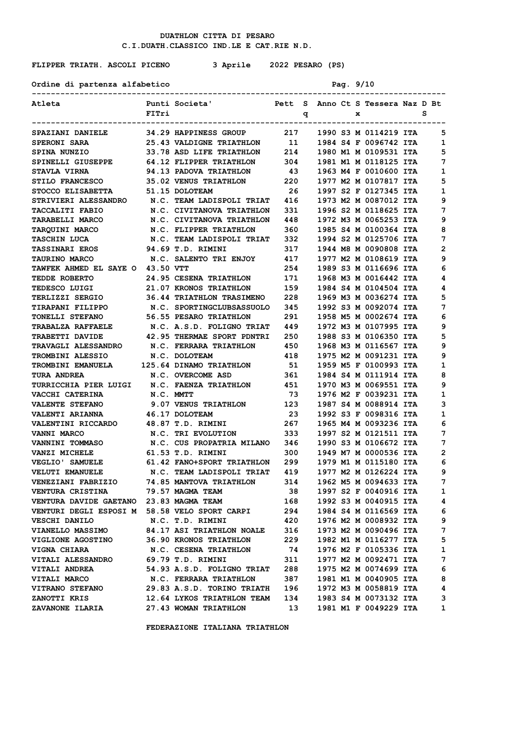DUATHLON CITTA DI PESARO
C.I.DUATH.CLASSICO IND.LE E CAT.RIE N.D.

FLIPPER TRIATH. ASCOLI PICENO 3 Aprile 2022 PESARO (PS)

Ordine di partenza alfabetico

| Atleta | Punti FITri | Societa' | Pett | Sq | Anno | Ct | Sx | Tessera | Naz | D | Bt S |
|---|---|---|---|---|---|---|---|---|---|---|---|
| SPAZIANI DANIELE | 34.29 | HAPPINESS GROUP | 217 | | 1990 | S3 | M | 0114219 | ITA | | 5 |
| SPERONI SARA | 25.43 | VALDIGNE TRIATHLON | 11 | | 1984 | S4 | F | 0096742 | ITA | | 1 |
| SPINA NUNZIO | 33.78 | ASD LIFE TRIATHLON | 214 | | 1980 | M1 | M | 0109531 | ITA | | 5 |
| SPINELLI GIUSEPPE | 64.12 | FLIPPER TRIATHLON | 304 | | 1981 | M1 | M | 0118125 | ITA | | 7 |
| STAVLA VIRNA | 94.13 | PADOVA TRIATHLON | 43 | | 1963 | M4 | F | 0010600 | ITA | | 1 |
| STILO FRANCESCO | 35.02 | VENUS TRIATHLON | 220 | | 1977 | M2 | M | 0107817 | ITA | | 5 |
| STOCCO ELISABETTA | 51.15 | DOLOTEAM | 26 | | 1997 | S2 | F | 0127345 | ITA | | 1 |
| STRIVIERI ALESSANDRO | N.C. | TEAM LADISPOLI TRIAT | 416 | | 1973 | M2 | M | 0087012 | ITA | | 9 |
| TACCALITI FABIO | N.C. | CIVITANOVA TRIATHLON | 331 | | 1996 | S2 | M | 0118625 | ITA | | 7 |
| TARABELLI MARCO | N.C. | CIVITANOVA TRIATHLON | 448 | | 1972 | M3 | M | 0065253 | ITA | | 9 |
| TARQUINI MARCO | N.C. | FLIPPER TRIATHLON | 360 | | 1985 | S4 | M | 0100364 | ITA | | 8 |
| TASCHIN LUCA | N.C. | TEAM LADISPOLI TRIAT | 332 | | 1994 | S2 | M | 0125706 | ITA | | 7 |
| TASSINARI EROS | 94.69 | T.D. RIMINI | 317 | | 1944 | M8 | M | 0090808 | ITA | | 2 |
| TAURINO MARCO | N.C. | SALENTO TRI ENJOY | 417 | | 1977 | M2 | M | 0108619 | ITA | | 9 |
| TAWFEK AHMED EL SAYE O | 43.50 | VTT | 254 | | 1989 | S3 | M | 0116696 | ITA | | 6 |
| TEDDE ROBERTO | 24.95 | CESENA TRIATHLON | 171 | | 1968 | M3 | M | 0016442 | ITA | | 4 |
| TEDESCO LUIGI | 21.07 | KRONOS TRIATHLON | 159 | | 1984 | S4 | M | 0104504 | ITA | | 4 |
| TERLIZZI SERGIO | 36.44 | TRIATHLON TRASIMENO | 228 | | 1969 | M3 | M | 0036274 | ITA | | 5 |
| TIRAPANI FILIPPO | N.C. | SPORTINGCLUBSASSUOLO | 345 | | 1992 | S3 | M | 0092074 | ITA | | 7 |
| TONELLI STEFANO | 56.55 | PESARO TRIATHLON | 291 | | 1958 | M5 | M | 0002674 | ITA | | 6 |
| TRABALZA RAFFAELE | N.C. | A.S.D. FOLIGNO TRIAT | 449 | | 1972 | M3 | M | 0107995 | ITA | | 9 |
| TRABETTI DAVIDE | 42.95 | THERMAE SPORT PDNTRI | 250 | | 1988 | S3 | M | 0106350 | ITA | | 5 |
| TRAVAGLI ALESSANDRO | N.C. | FERRARA TRIATHLON | 450 | | 1968 | M3 | M | 0116567 | ITA | | 9 |
| TROMBINI ALESSIO | N.C. | DOLOTEAM | 418 | | 1975 | M2 | M | 0091231 | ITA | | 9 |
| TROMBINI EMANUELA | 125.64 | DINAMO TRIATHLON | 51 | | 1959 | M5 | F | 0100993 | ITA | | 1 |
| TURA ANDREA | N.C. | OVERCOME ASD | 361 | | 1984 | S4 | M | 0111914 | ITA | | 8 |
| TURRICCHIA PIER LUIGI | N.C. | FAENZA TRIATHLON | 451 | | 1970 | M3 | M | 0069551 | ITA | | 9 |
| VACCHI CATERINA | N.C. | MMTT | 73 | | 1976 | M2 | F | 0039231 | ITA | | 1 |
| VALENTE STEFANO | 9.07 | VENUS TRIATHLON | 123 | | 1987 | S4 | M | 0088914 | ITA | | 3 |
| VALENTI ARIANNA | 46.17 | DOLOTEAM | 23 | | 1992 | S3 | F | 0098316 | ITA | | 1 |
| VALENTINI RICCARDO | 48.87 | T.D. RIMINI | 267 | | 1965 | M4 | M | 0093236 | ITA | | 6 |
| VANNI MARCO | N.C. | TRI EVOLUTION | 333 | | 1997 | S2 | M | 0121511 | ITA | | 7 |
| VANNINI TOMMASO | N.C. | CUS PROPATRIA MILANO | 346 | | 1990 | S3 | M | 0106672 | ITA | | 7 |
| VANZI MICHELE | 61.53 | T.D. RIMINI | 300 | | 1949 | M7 | M | 0000536 | ITA | | 2 |
| VEGLIO' SAMUELE | 61.42 | FANO+SPORT TRIATHLON | 299 | | 1979 | M1 | M | 0115180 | ITA | | 6 |
| VELUTI EMANUELE | N.C. | TEAM LADISPOLI TRIAT | 419 | | 1977 | M2 | M | 0126224 | ITA | | 9 |
| VENEZIANI FABRIZIO | 74.85 | MANTOVA TRIATHLON | 314 | | 1962 | M5 | M | 0094633 | ITA | | 7 |
| VENTURA CRISTINA | 79.57 | MAGMA TEAM | 38 | | 1997 | S2 | F | 0040916 | ITA | | 1 |
| VENTURA DAVIDE GAETANO | 23.83 | MAGMA TEAM | 168 | | 1992 | S3 | M | 0040915 | ITA | | 4 |
| VENTURI DEGLI ESPOSI M | 58.58 | VELO SPORT CARPI | 294 | | 1984 | S4 | M | 0116569 | ITA | | 6 |
| VESCHI DANILO | N.C. | T.D. RIMINI | 420 | | 1976 | M2 | M | 0008932 | ITA | | 9 |
| VIANELLO MASSIMO | 84.17 | ASI TRIATHLON NOALE | 316 | | 1973 | M2 | M | 0090496 | ITA | | 7 |
| VIGLIONE AGOSTINO | 36.90 | KRONOS TRIATHLON | 229 | | 1982 | M1 | M | 0116277 | ITA | | 5 |
| VIGNA CHIARA | N.C. | CESENA TRIATHLON | 74 | | 1976 | M2 | F | 0105336 | ITA | | 1 |
| VITALI ALESSANDRO | 69.79 | T.D. RIMINI | 311 | | 1977 | M2 | M | 0092471 | ITA | | 7 |
| VITALI ANDREA | 54.93 | A.S.D. FOLIGNO TRIAT | 288 | | 1975 | M2 | M | 0074699 | ITA | | 6 |
| VITALI MARCO | N.C. | FERRARA TRIATHLON | 387 | | 1981 | M1 | M | 0040905 | ITA | | 8 |
| VITRANO STEFANO | 29.83 | A.S.D. TORINO TRIATH | 196 | | 1972 | M3 | M | 0058819 | ITA | | 4 |
| ZANOTTI KRIS | 12.64 | LYKOS TRIATHLON TEAM | 134 | | 1983 | S4 | M | 0073132 | ITA | | 3 |
| ZAVANONE ILARIA | 27.43 | WOMAN TRIATHLON | 13 | | 1981 | M1 | F | 0049229 | ITA | | 1 |

FEDERAZIONE ITALIANA TRIATHLON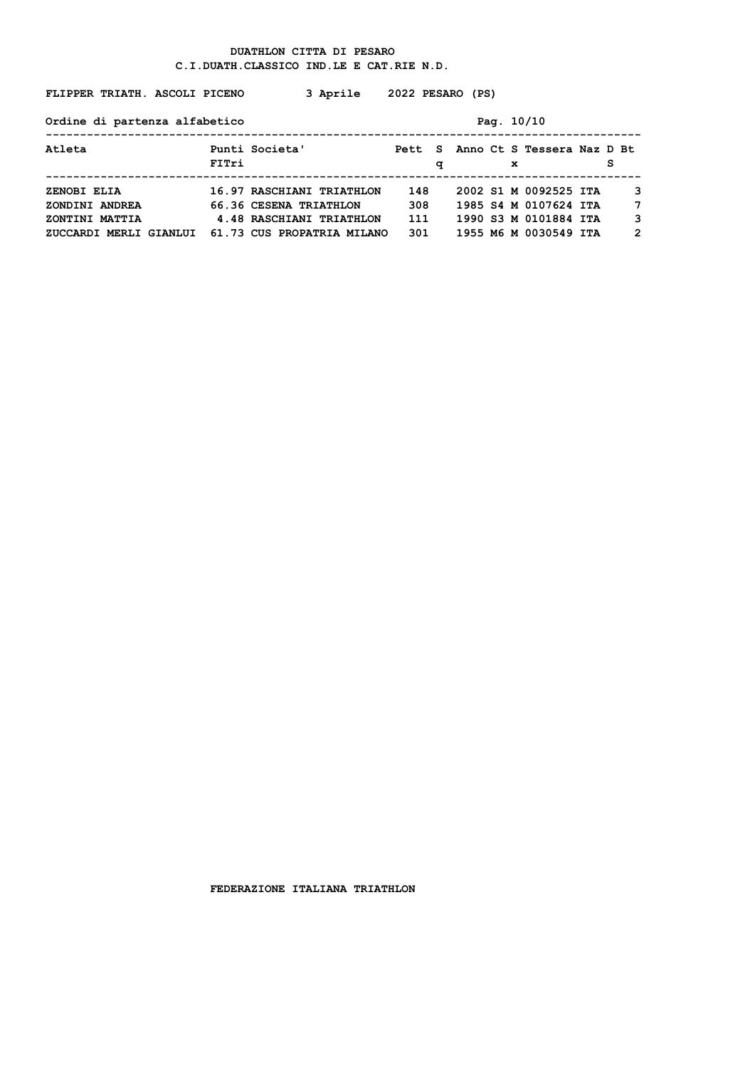**DUATHLON CITTA DI PESARO**
**C.I.DUATH.CLASSICO IND.LE E CAT.RIE N.D.**

**FLIPPER TRIATH. ASCOLI PICENO 3 Aprile 2022 PESARO (PS)**

**Ordine di partenza alfabetico**

| Atleta | Punti FITri | Societa' | Pett | Sq | Anno | Ct | Sx | Tessera | Naz | DS | Bt |
|---|---|---|---|---|---|---|---|---|---|---|---|
| ZENOBI ELIA | 16.97 | RASCHIANI TRIATHLON | 148 | | 2002 | S1 | M | 0092525 | ITA | | 3 |
| ZONDINI ANDREA | 66.36 | CESENA TRIATHLON | 308 | | 1985 | S4 | M | 0107624 | ITA | | 7 |
| ZONTINI MATTIA | 4.48 | RASCHIANI TRIATHLON | 111 | | 1990 | S3 | M | 0101884 | ITA | | 3 |
| ZUCCARDI MERLI GIANLUI | 61.73 | CUS PROPATRIA MILANO | 301 | | 1955 | M6 | M | 0030549 | ITA | | 2 |

**FEDERAZIONE ITALIANA TRIATHLON**